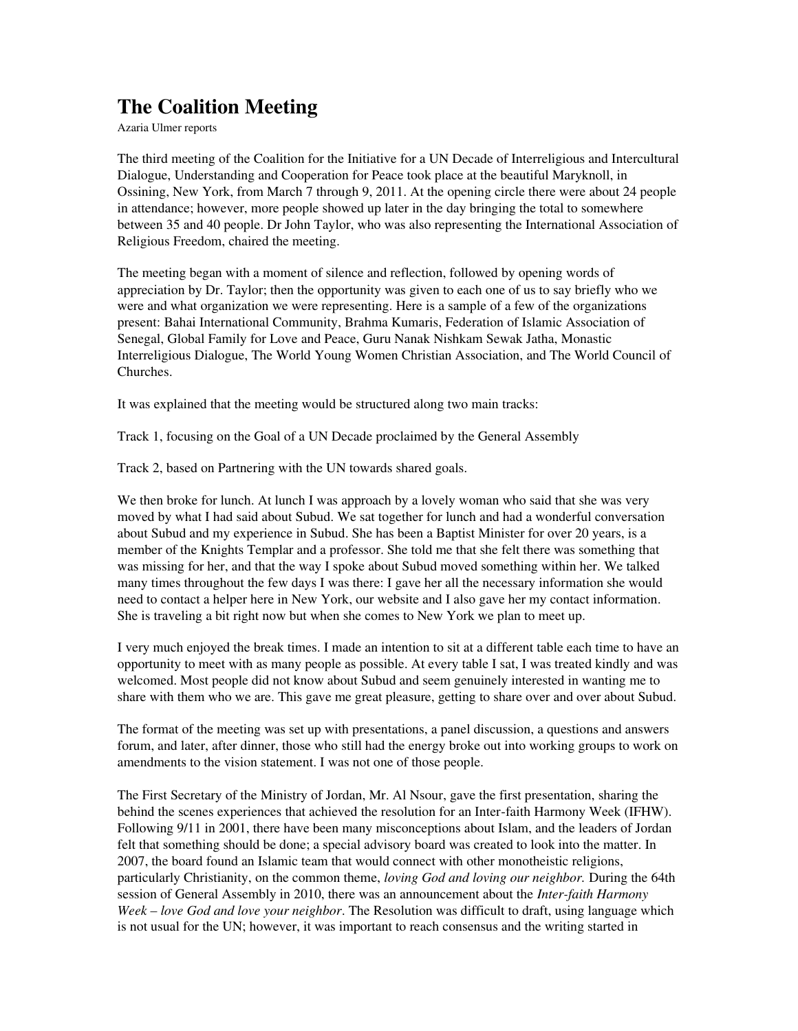# The Coalition Meeting

Azaria Ulmer reports

The third meeting of the Coalition for the Initiative for a UN Decade of Interreligious and Intercultural Dialogue, Understanding and Cooperation for Peace took place at the beautiful Maryknoll, in Ossining, New York, from March 7 through 9, 2011. At the opening circle there were about 24 people in attendance; however, more people showed up later in the day bringing the total to somewhere between 35 and 40 people. Dr John Taylor, who was also representing the International Association of Religious Freedom, chaired the meeting.

The meeting began with a moment of silence and reflection, followed by opening words of appreciation by Dr. Taylor; then the opportunity was given to each one of us to say briefly who we were and what organization we were representing. Here is a sample of a few of the organizations present: Bahai International Community, Brahma Kumaris, Federation of Islamic Association of Senegal, Global Family for Love and Peace, Guru Nanak Nishkam Sewak Jatha, Monastic Interreligious Dialogue, The World Young Women Christian Association, and The World Council of Churches.

It was explained that the meeting would be structured along two main tracks:

Track 1, focusing on the Goal of a UN Decade proclaimed by the General Assembly

Track 2, based on Partnering with the UN towards shared goals.

We then broke for lunch. At lunch I was approach by a lovely woman who said that she was very moved by what I had said about Subud. We sat together for lunch and had a wonderful conversation about Subud and my experience in Subud. She has been a Baptist Minister for over 20 years, is a member of the Knights Templar and a professor. She told me that she felt there was something that was missing for her, and that the way I spoke about Subud moved something within her. We talked many times throughout the few days I was there: I gave her all the necessary information she would need to contact a helper here in New York, our website and I also gave her my contact information. She is traveling a bit right now but when she comes to New York we plan to meet up.

I very much enjoyed the break times. I made an intention to sit at a different table each time to have an opportunity to meet with as many people as possible. At every table I sat, I was treated kindly and was welcomed. Most people did not know about Subud and seem genuinely interested in wanting me to share with them who we are. This gave me great pleasure, getting to share over and over about Subud.

The format of the meeting was set up with presentations, a panel discussion, a questions and answers forum, and later, after dinner, those who still had the energy broke out into working groups to work on amendments to the vision statement. I was not one of those people.

The First Secretary of the Ministry of Jordan, Mr. Al Nsour, gave the first presentation, sharing the behind the scenes experiences that achieved the resolution for an Inter-faith Harmony Week (IFHW). Following 9/11 in 2001, there have been many misconceptions about Islam, and the leaders of Jordan felt that something should be done; a special advisory board was created to look into the matter. In 2007, the board found an Islamic team that would connect with other monotheistic religions, particularly Christianity, on the common theme, *loving God and loving our neighbor.* During the 64th session of General Assembly in 2010, there was an announcement about the *Inter-faith Harmony Week – love God and love your neighbor*. The Resolution was difficult to draft, using language which is not usual for the UN; however, it was important to reach consensus and the writing started in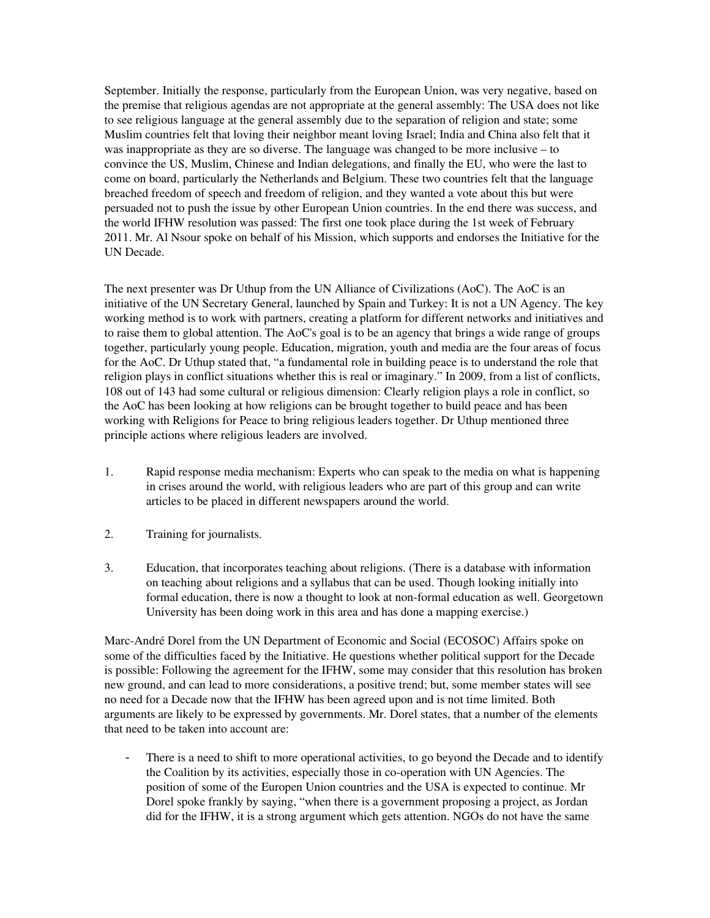September. Initially the response, particularly from the European Union, was very negative, based on the premise that religious agendas are not appropriate at the general assembly: The USA does not like to see religious language at the general assembly due to the separation of religion and state; some Muslim countries felt that loving their neighbor meant loving Israel; India and China also felt that it was inappropriate as they are so diverse. The language was changed to be more inclusive – to convince the US, Muslim, Chinese and Indian delegations, and finally the EU, who were the last to come on board, particularly the Netherlands and Belgium. These two countries felt that the language breached freedom of speech and freedom of religion, and they wanted a vote about this but were persuaded not to push the issue by other European Union countries. In the end there was success, and the world IFHW resolution was passed: The first one took place during the 1st week of February 2011. Mr. Al Nsour spoke on behalf of his Mission, which supports and endorses the Initiative for the UN Decade.

The next presenter was Dr Uthup from the UN Alliance of Civilizations (AoC). The AoC is an initiative of the UN Secretary General, launched by Spain and Turkey: It is not a UN Agency. The key working method is to work with partners, creating a platform for different networks and initiatives and to raise them to global attention. The AoC's goal is to be an agency that brings a wide range of groups together, particularly young people. Education, migration, youth and media are the four areas of focus for the AoC. Dr Uthup stated that, "a fundamental role in building peace is to understand the role that religion plays in conflict situations whether this is real or imaginary." In 2009, from a list of conflicts, 108 out of 143 had some cultural or religious dimension: Clearly religion plays a role in conflict, so the AoC has been looking at how religions can be brought together to build peace and has been working with Religions for Peace to bring religious leaders together. Dr Uthup mentioned three principle actions where religious leaders are involved.

1. Rapid response media mechanism: Experts who can speak to the media on what is happening in crises around the world, with religious leaders who are part of this group and can write articles to be placed in different newspapers around the world.

2. Training for journalists.

3. Education, that incorporates teaching about religions. (There is a database with information on teaching about religions and a syllabus that can be used. Though looking initially into formal education, there is now a thought to look at non-formal education as well. Georgetown University has been doing work in this area and has done a mapping exercise.)

Marc-André Dorel from the UN Department of Economic and Social (ECOSOC) Affairs spoke on some of the difficulties faced by the Initiative. He questions whether political support for the Decade is possible: Following the agreement for the IFHW, some may consider that this resolution has broken new ground, and can lead to more considerations, a positive trend; but, some member states will see no need for a Decade now that the IFHW has been agreed upon and is not time limited. Both arguments are likely to be expressed by governments. Mr. Dorel states, that a number of the elements that need to be taken into account are:

- There is a need to shift to more operational activities, to go beyond the Decade and to identify the Coalition by its activities, especially those in co-operation with UN Agencies. The position of some of the Europen Union countries and the USA is expected to continue. Mr Dorel spoke frankly by saying, "when there is a government proposing a project, as Jordan did for the IFHW, it is a strong argument which gets attention. NGOs do not have the same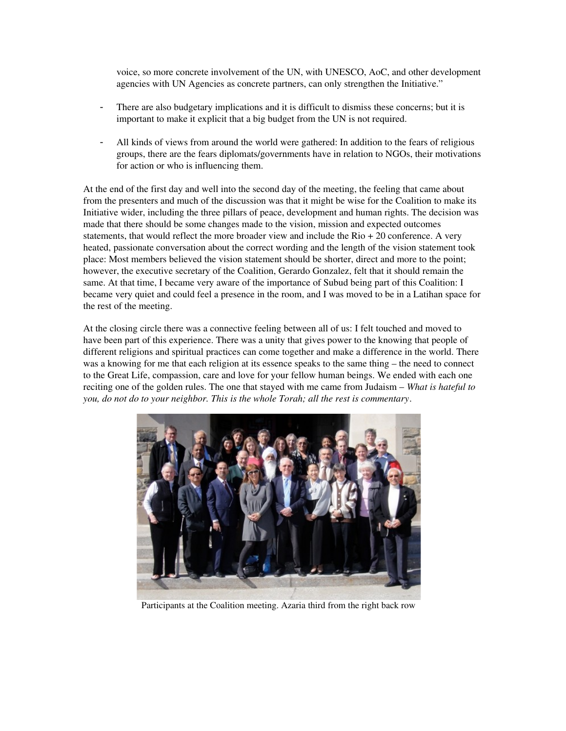voice, so more concrete involvement of the UN, with UNESCO, AoC, and other development agencies with UN Agencies as concrete partners, can only strengthen the Initiative."

- There are also budgetary implications and it is difficult to dismiss these concerns; but it is important to make it explicit that a big budget from the UN is not required.

- All kinds of views from around the world were gathered: In addition to the fears of religious groups, there are the fears diplomats/governments have in relation to NGOs, their motivations for action or who is influencing them.

At the end of the first day and well into the second day of the meeting, the feeling that came about from the presenters and much of the discussion was that it might be wise for the Coalition to make its Initiative wider, including the three pillars of peace, development and human rights. The decision was made that there should be some changes made to the vision, mission and expected outcomes statements, that would reflect the more broader view and include the Rio + 20 conference. A very heated, passionate conversation about the correct wording and the length of the vision statement took place: Most members believed the vision statement should be shorter, direct and more to the point; however, the executive secretary of the Coalition, Gerardo Gonzalez, felt that it should remain the same. At that time, I became very aware of the importance of Subud being part of this Coalition: I became very quiet and could feel a presence in the room, and I was moved to be in a Latihan space for the rest of the meeting.

At the closing circle there was a connective feeling between all of us: I felt touched and moved to have been part of this experience. There was a unity that gives power to the knowing that people of different religions and spiritual practices can come together and make a difference in the world. There was a knowing for me that each religion at its essence speaks to the same thing – the need to connect to the Great Life, compassion, care and love for your fellow human beings. We ended with each one reciting one of the golden rules. The one that stayed with me came from Judaism – *What is hateful to you, do not do to your neighbor. This is the whole Torah; all the rest is commentary*.

Participants at the Coalition meeting. Azaria third from the right back row